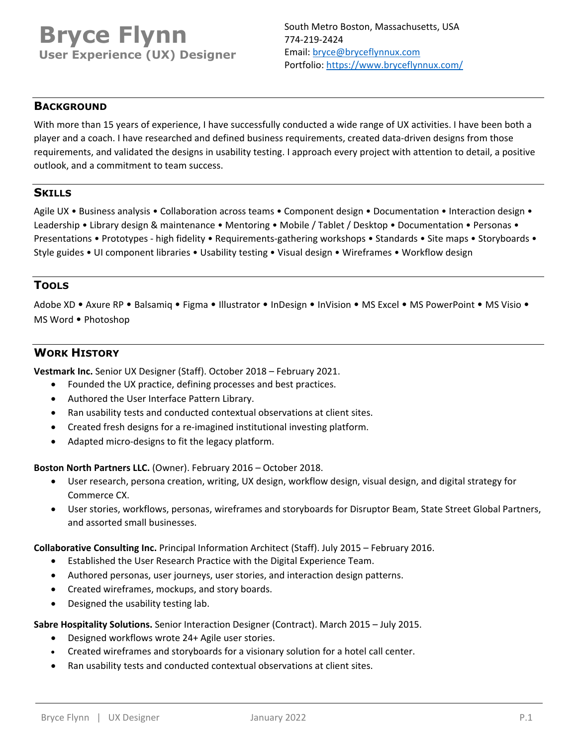# Bryce Flynn

**User Experience (UX) Designer**

South Metro Boston, Massachusetts, USA
774-219-2424
Email: bryce@bryceflynnux.com
Portfolio: https://www.bryceflynnux.com/

## Background

With more than 15 years of experience, I have successfully conducted a wide range of UX activities. I have been both a player and a coach. I have researched and defined business requirements, created data-driven designs from those requirements, and validated the designs in usability testing. I approach every project with attention to detail, a positive outlook, and a commitment to team success.

## Skills

Agile UX • Business analysis • Collaboration across teams • Component design • Documentation • Interaction design • Leadership • Library design & maintenance • Mentoring • Mobile / Tablet / Desktop • Documentation • Personas • Presentations • Prototypes - high fidelity • Requirements-gathering workshops • Standards • Site maps • Storyboards • Style guides • UI component libraries • Usability testing • Visual design • Wireframes • Workflow design

## Tools

Adobe XD • Axure RP • Balsamiq • Figma • Illustrator • InDesign • InVision • MS Excel • MS PowerPoint • MS Visio • MS Word • Photoshop

## Work History

**Vestmark Inc.** Senior UX Designer (Staff). October 2018 – February 2021.

- Founded the UX practice, defining processes and best practices.
- Authored the User Interface Pattern Library.
- Ran usability tests and conducted contextual observations at client sites.
- Created fresh designs for a re-imagined institutional investing platform.
- Adapted micro-designs to fit the legacy platform.

**Boston North Partners LLC.** (Owner). February 2016 – October 2018.

- User research, persona creation, writing, UX design, workflow design, visual design, and digital strategy for Commerce CX.
- User stories, workflows, personas, wireframes and storyboards for Disruptor Beam, State Street Global Partners, and assorted small businesses.

**Collaborative Consulting Inc.** Principal Information Architect (Staff). July 2015 – February 2016.

- Established the User Research Practice with the Digital Experience Team.
- Authored personas, user journeys, user stories, and interaction design patterns.
- Created wireframes, mockups, and story boards.
- Designed the usability testing lab.

**Sabre Hospitality Solutions.** Senior Interaction Designer (Contract). March 2015 – July 2015.

- Designed workflows wrote 24+ Agile user stories.
- Created wireframes and storyboards for a visionary solution for a hotel call center.
- Ran usability tests and conducted contextual observations at client sites.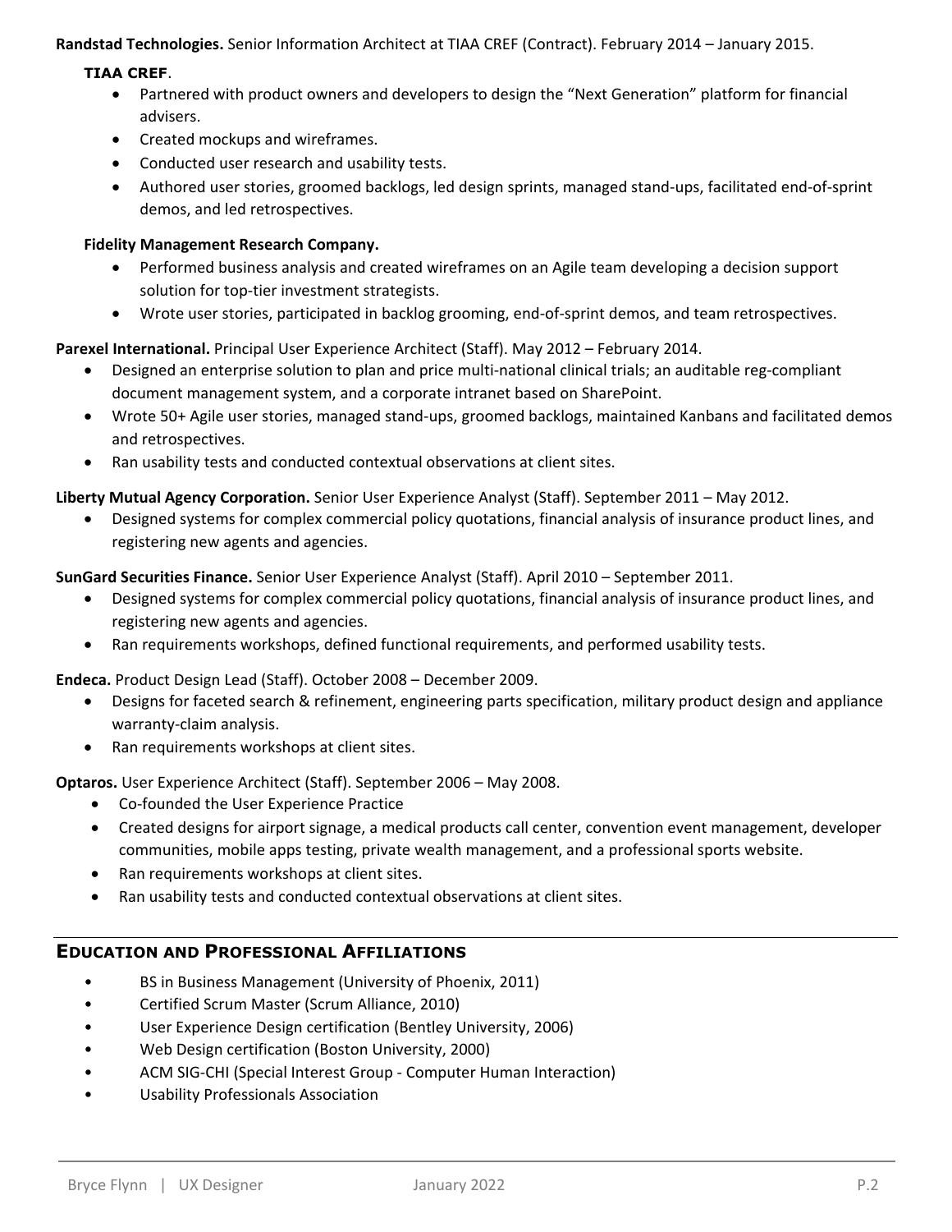**Randstad Technologies.** Senior Information Architect at TIAA CREF (Contract). February 2014 – January 2015.

**TIAA CREF**.

- Partnered with product owners and developers to design the "Next Generation" platform for financial advisers.
- Created mockups and wireframes.
- Conducted user research and usability tests.
- Authored user stories, groomed backlogs, led design sprints, managed stand-ups, facilitated end-of-sprint demos, and led retrospectives.

**Fidelity Management Research Company.**

- Performed business analysis and created wireframes on an Agile team developing a decision support solution for top-tier investment strategists.
- Wrote user stories, participated in backlog grooming, end-of-sprint demos, and team retrospectives.

**Parexel International.** Principal User Experience Architect (Staff). May 2012 – February 2014.

- Designed an enterprise solution to plan and price multi-national clinical trials; an auditable reg-compliant document management system, and a corporate intranet based on SharePoint.
- Wrote 50+ Agile user stories, managed stand-ups, groomed backlogs, maintained Kanbans and facilitated demos and retrospectives.
- Ran usability tests and conducted contextual observations at client sites.

**Liberty Mutual Agency Corporation.** Senior User Experience Analyst (Staff). September 2011 – May 2012.

- Designed systems for complex commercial policy quotations, financial analysis of insurance product lines, and registering new agents and agencies.

**SunGard Securities Finance.** Senior User Experience Analyst (Staff). April 2010 – September 2011.

- Designed systems for complex commercial policy quotations, financial analysis of insurance product lines, and registering new agents and agencies.
- Ran requirements workshops, defined functional requirements, and performed usability tests.

**Endeca.** Product Design Lead (Staff). October 2008 – December 2009.

- Designs for faceted search & refinement, engineering parts specification, military product design and appliance warranty-claim analysis.
- Ran requirements workshops at client sites.

**Optaros.** User Experience Architect (Staff). September 2006 – May 2008.

- Co-founded the User Experience Practice
- Created designs for airport signage, a medical products call center, convention event management, developer communities, mobile apps testing, private wealth management, and a professional sports website.
- Ran requirements workshops at client sites.
- Ran usability tests and conducted contextual observations at client sites.

## Education and Professional Affiliations

- BS in Business Management (University of Phoenix, 2011)
- Certified Scrum Master (Scrum Alliance, 2010)
- User Experience Design certification (Bentley University, 2006)
- Web Design certification (Boston University, 2000)
- ACM SIG-CHI (Special Interest Group - Computer Human Interaction)
- Usability Professionals Association